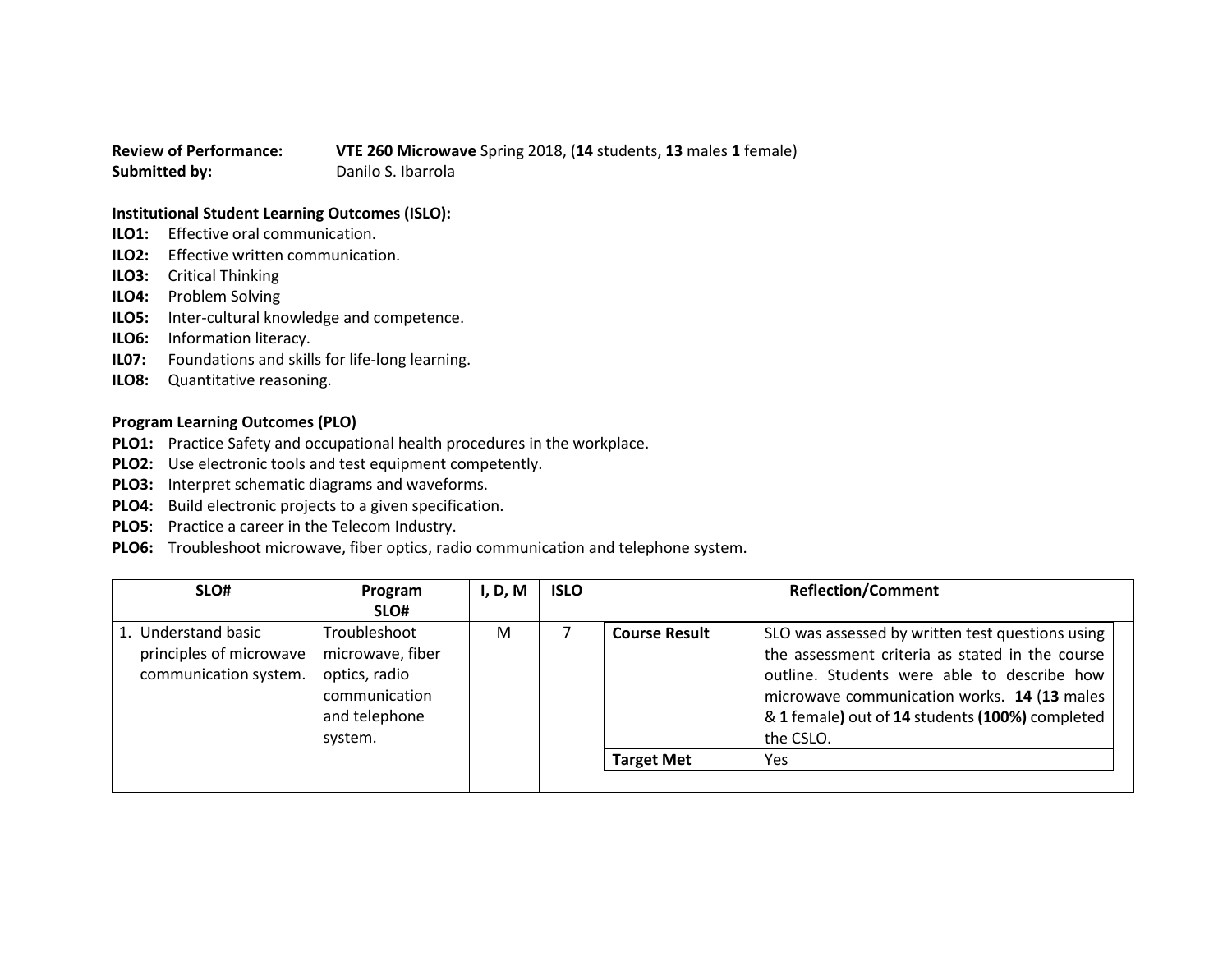**Review of Performance:** **VTE 260 Microwave** Spring 2018, (**14** students, **13** males **1** female)
**Submitted by:** Danilo S. Ibarrola

**Institutional Student Learning Outcomes (ISLO):**

**ILO1:** Effective oral communication.
**ILO2:** Effective written communication.
**ILO3:** Critical Thinking
**ILO4:** Problem Solving
**ILO5:** Inter-cultural knowledge and competence.
**ILO6:** Information literacy.
**IL07:** Foundations and skills for life-long learning.
**ILO8:** Quantitative reasoning.

**Program Learning Outcomes (PLO)**

**PLO1:** Practice Safety and occupational health procedures in the workplace.
**PLO2:** Use electronic tools and test equipment competently.
**PLO3:** Interpret schematic diagrams and waveforms.
**PLO4:** Build electronic projects to a given specification.
**PLO5**: Practice a career in the Telecom Industry.
**PLO6:** Troubleshoot microwave, fiber optics, radio communication and telephone system.

| SLO# | Program SLO# | I, D, M | ISLO | Reflection/Comment | |
|---|---|---|---|---|---|
| 1. Understand basic principles of microwave communication system. | Troubleshoot microwave, fiber optics, radio communication and telephone system. | M | 7 | **Course Result** | SLO was assessed by written test questions using the assessment criteria as stated in the course outline. Students were able to describe how microwave communication works. **14** (**13** males & **1** female**)** out of **14** students **(100%)** completed the CSLO. |
| | | | | **Target Met** | Yes |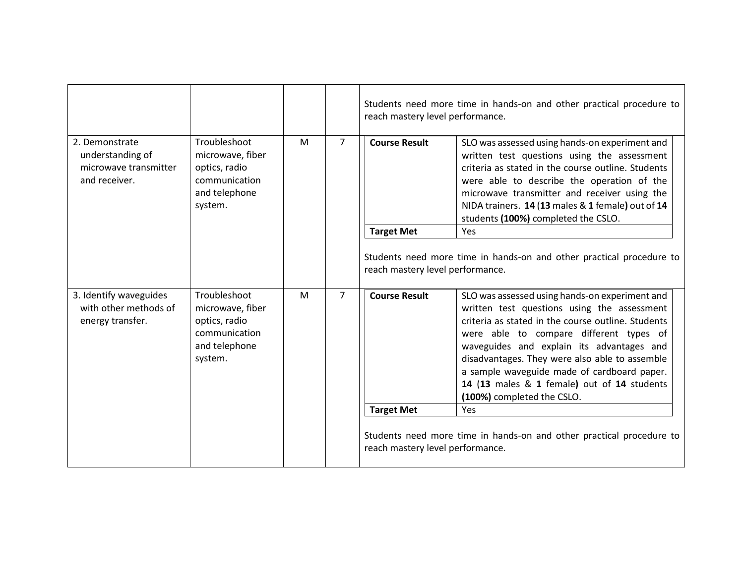| | | | | |
|---|---|---|---|---|
| | | | | Students need more time in hands-on and other practical procedure to reach mastery level performance. |
| 2. Demonstrate understanding of microwave transmitter and receiver. | Troubleshoot microwave, fiber optics, radio communication and telephone system. | M | 7 | **Course Result**: SLO was assessed using hands-on experiment and written test questions using the assessment criteria as stated in the course outline. Students were able to describe the operation of the microwave transmitter and receiver using the NIDA trainers. **14** (**13** males & **1** female**)** out of **14** students **(100%)** completed the CSLO.<br>**Target Met**: Yes<br><br>Students need more time in hands-on and other practical procedure to reach mastery level performance. |
| 3. Identify waveguides with other methods of energy transfer. | Troubleshoot microwave, fiber optics, radio communication and telephone system. | M | 7 | **Course Result**: SLO was assessed using hands-on experiment and written test questions using the assessment criteria as stated in the course outline. Students were able to compare different types of waveguides and explain its advantages and disadvantages. They were also able to assemble a sample waveguide made of cardboard paper. **14** (**13** males & **1** female**)** out of **14** students **(100%)** completed the CSLO.<br>**Target Met**: Yes<br><br>Students need more time in hands-on and other practical procedure to reach mastery level performance. |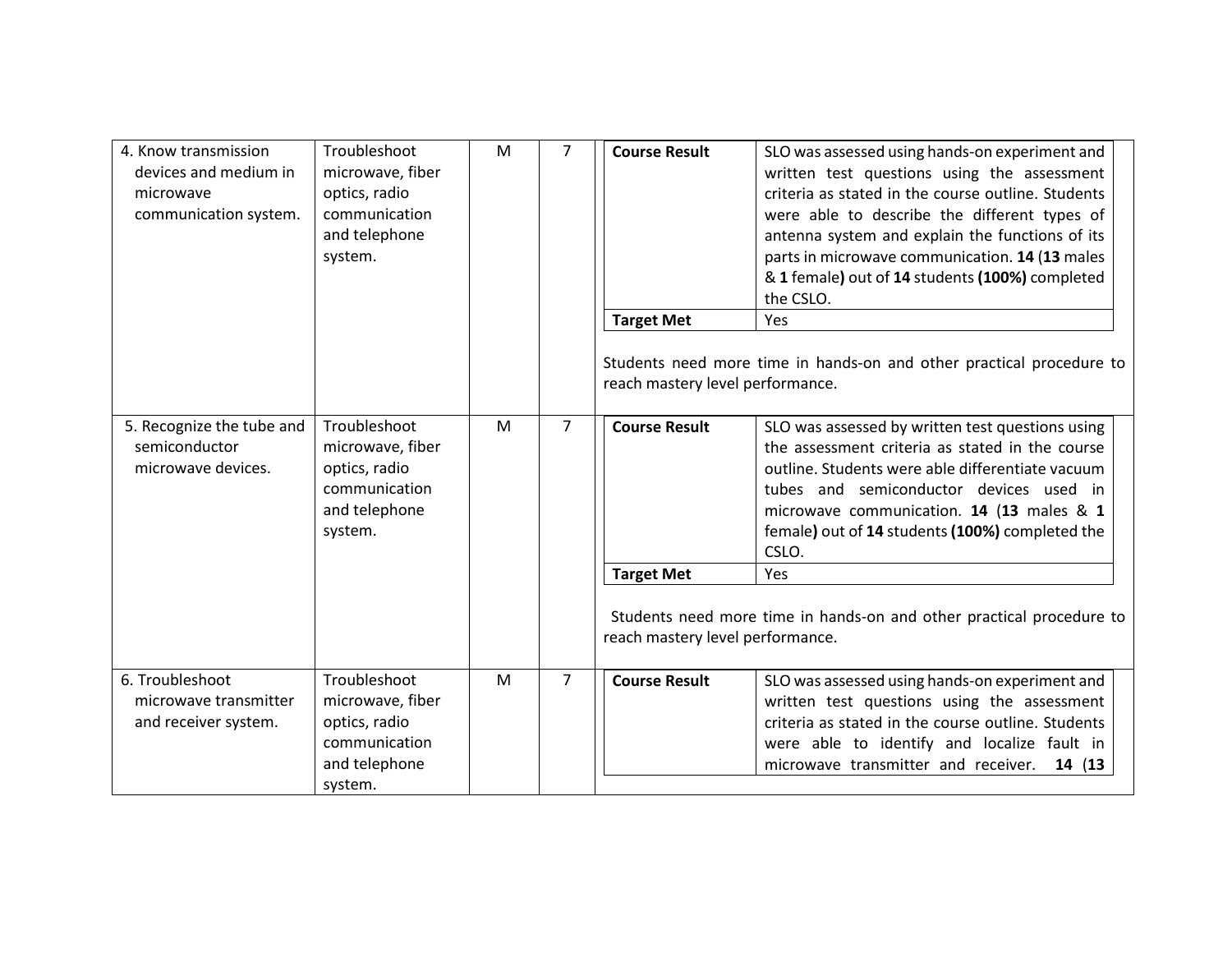| 4. Know transmission devices and medium in microwave communication system. | Troubleshoot microwave, fiber optics, radio communication and telephone system. | M | 7 | **Course Result**: SLO was assessed using hands-on experiment and written test questions using the assessment criteria as stated in the course outline. Students were able to describe the different types of antenna system and explain the functions of its parts in microwave communication. **14** (**13** males & **1** female**)** out of **14** students **(100%)** completed the CSLO.<br>**Target Met**: Yes<br><br>Students need more time in hands-on and other practical procedure to reach mastery level performance. |
|---|---|---|---|---|
| 5. Recognize the tube and semiconductor microwave devices. | Troubleshoot microwave, fiber optics, radio communication and telephone system. | M | 7 | **Course Result**: SLO was assessed by written test questions using the assessment criteria as stated in the course outline. Students were able differentiate vacuum tubes and semiconductor devices used in microwave communication. **14** (**13** males & **1** female**)** out of **14** students **(100%)** completed the CSLO.<br>**Target Met**: Yes<br><br>Students need more time in hands-on and other practical procedure to reach mastery level performance. |
| 6. Troubleshoot microwave transmitter and receiver system. | Troubleshoot microwave, fiber optics, radio communication and telephone system. | M | 7 | **Course Result**: SLO was assessed using hands-on experiment and written test questions using the assessment criteria as stated in the course outline. Students were able to identify and localize fault in microwave transmitter and receiver. **14** (**13** |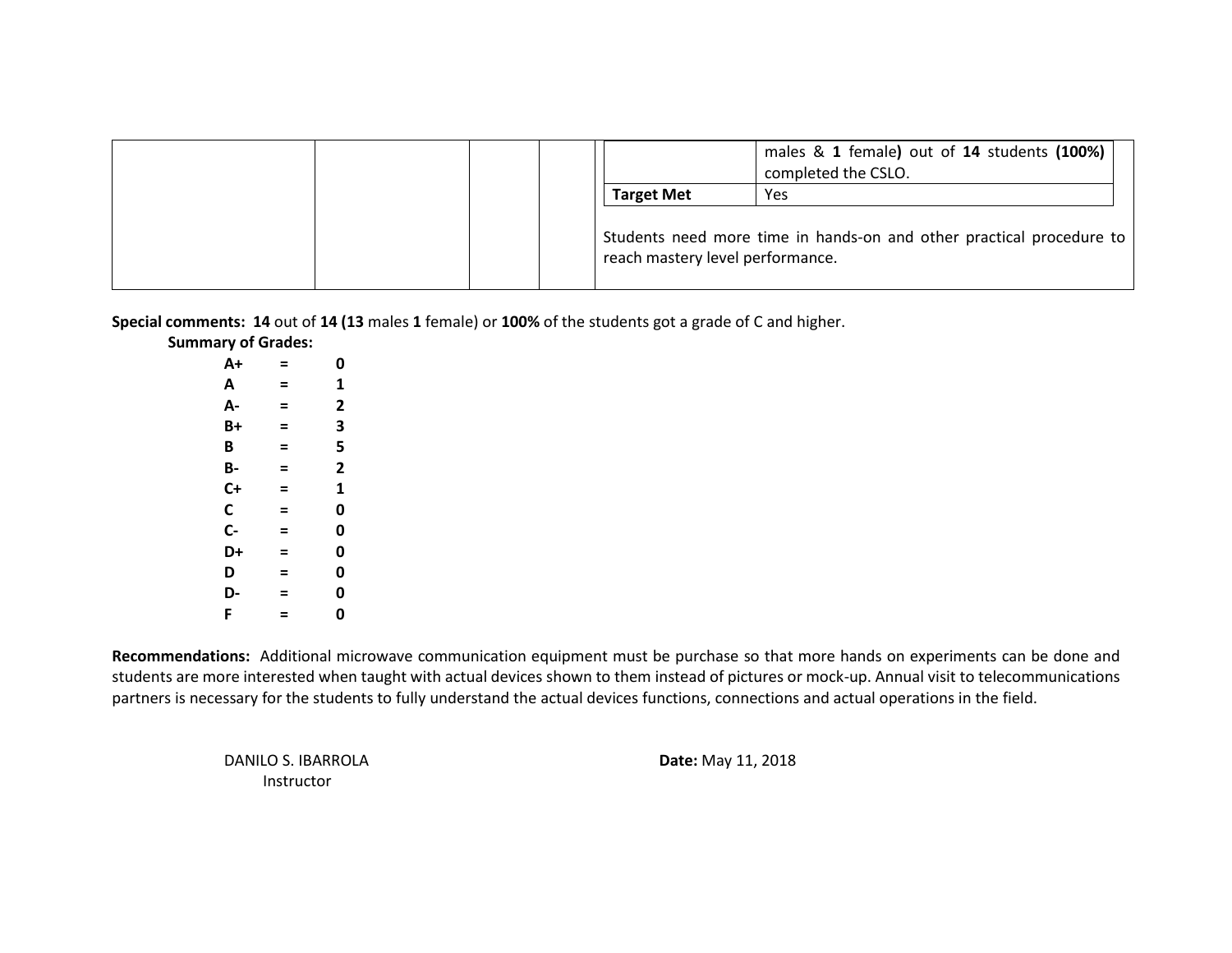| | | | | | |
|---|---|---|---|---|---|
| | | | | | males & **1** female**)** out of **14** students **(100%)** completed the CSLO. |
| | | | | **Target Met** | Yes |
| | | | | Students need more time in hands-on and other practical procedure to reach mastery level performance. | |

**Special comments:** **14** out of **14 (13** males **1** female) or **100%** of the students got a grade of C and higher.

**Summary of Grades:**

| | | |
|---|---|---|
| **A+** | **=** | **0** |
| **A** | **=** | **1** |
| **A-** | **=** | **2** |
| **B+** | **=** | **3** |
| **B** | **=** | **5** |
| **B-** | **=** | **2** |
| **C+** | **=** | **1** |
| **C** | **=** | **0** |
| **C-** | **=** | **0** |
| **D+** | **=** | **0** |
| **D** | **=** | **0** |
| **D-** | **=** | **0** |
| **F** | **=** | **0** |

**Recommendations:** Additional microwave communication equipment must be purchase so that more hands on experiments can be done and students are more interested when taught with actual devices shown to them instead of pictures or mock-up. Annual visit to telecommunications partners is necessary for the students to fully understand the actual devices functions, connections and actual operations in the field.

DANILO S. IBARROLA
Instructor

**Date:** May 11, 2018